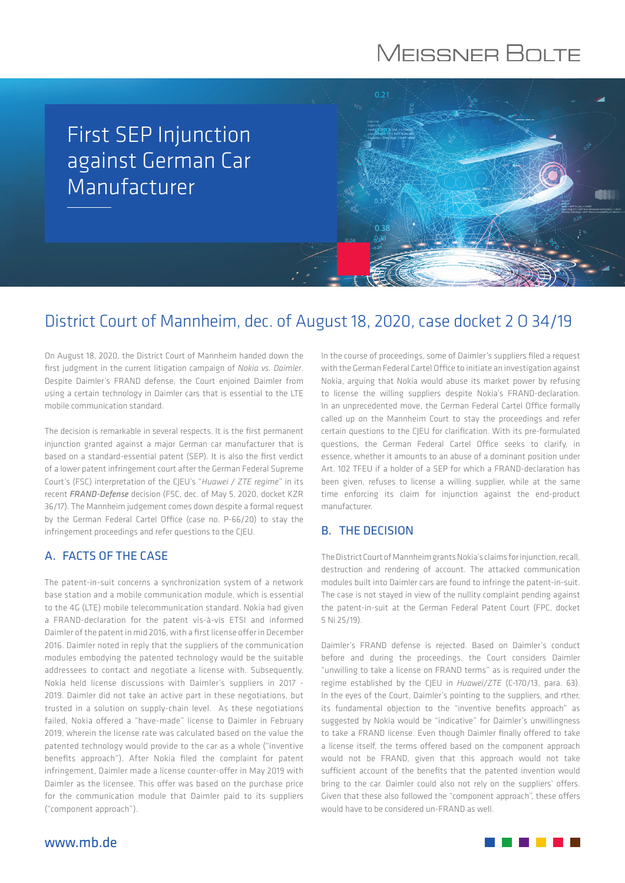# First SEP Injunction against German Car Manufacturer

## District Court of Mannheim, dec. of August 18, 2020, case docket 2 O 34/19

On August 18, 2020, the District Court of Mannheim handed down the first judgment in the current litigation campaign of *Nokia vs. Daimler*. Despite Daimler's FRAND defense, the Court enjoined Daimler from using a certain technology in Daimler cars that is essential to the LTE mobile communication standard.

The decision is remarkable in several respects. It is the first permanent injunction granted against a major German car manufacturer that is based on a standard-essential patent (SEP). It is also the first verdict of a lower patent infringement court after the German Federal Supreme Court's (FSC) interpretation of the CJEU's "*Huawei / ZTE regime*" in its recent ***FRAND-Defense*** decision (FSC, dec. of May 5, 2020, docket KZR 36/17). The Mannheim judgement comes down despite a formal request by the German Federal Cartel Office (case no. P-66/20) to stay the infringement proceedings and refer questions to the CJEU.

### A. FACTS OF THE CASE

The patent-in-suit concerns a synchronization system of a network base station and a mobile communication module, which is essential to the 4G (LTE) mobile telecommunication standard. Nokia had given a FRAND-declaration for the patent vis-à-vis ETSI and informed Daimler of the patent in mid 2016, with a first license offer in December 2016. Daimler noted in reply that the suppliers of the communication modules embodying the patented technology would be the suitable addressees to contact and negotiate a license with. Subsequently, Nokia held license discussions with Daimler's suppliers in 2017 - 2019. Daimler did not take an active part in these negotiations, but trusted in a solution on supply-chain level. As these negotiations failed, Nokia offered a "have-made" license to Daimler in February 2019, wherein the license rate was calculated based on the value the patented technology would provide to the car as a whole ("inventive benefits approach"). After Nokia filed the complaint for patent infringement, Daimler made a license counter-offer in May 2019 with Daimler as the licensee. This offer was based on the purchase price for the communication module that Daimler paid to its suppliers ("component approach").

In the course of proceedings, some of Daimler's suppliers filed a request with the German Federal Cartel Office to initiate an investigation against Nokia, arguing that Nokia would abuse its market power by refusing to license the willing suppliers despite Nokia's FRAND-declaration. In an unprecedented move, the German Federal Cartel Office formally called up on the Mannheim Court to stay the proceedings and refer certain questions to the CJEU for clarification. With its pre-formulated questions, the German Federal Cartel Office seeks to clarify, in essence, whether it amounts to an abuse of a dominant position under Art. 102 TFEU if a holder of a SEP for which a FRAND-declaration has been given, refuses to license a willing supplier, while at the same time enforcing its claim for injunction against the end-product manufacturer.

### B. THE DECISION

The District Court of Mannheim grants Nokia's claims for injunction, recall, destruction and rendering of account. The attacked communication modules built into Daimler cars are found to infringe the patent-in-suit. The case is not stayed in view of the nullity complaint pending against the patent-in-suit at the German Federal Patent Court (FPC, docket 5 Ni 25/19).

Daimler's FRAND defense is rejected. Based on Daimler's conduct before and during the proceedings, the Court considers Daimler "unwilling to take a license on FRAND terms" as is required under the regime established by the CJEU in *Huawei/ZTE* (C-170/13, para. 63). In the eyes of the Court, Daimler's pointing to the suppliers, and rther, its fundamental objection to the "inventive benefits approach" as suggested by Nokia would be "indicative" for Daimler's unwillingness to take a FRAND license. Even though Daimler finally offered to take a license itself, the terms offered based on the component approach would not be FRAND, given that this approach would not take sufficient account of the benefits that the patented invention would bring to the car. Daimler could also not rely on the suppliers' offers. Given that these also followed the "component approach", these offers would have to be considered un-FRAND as well.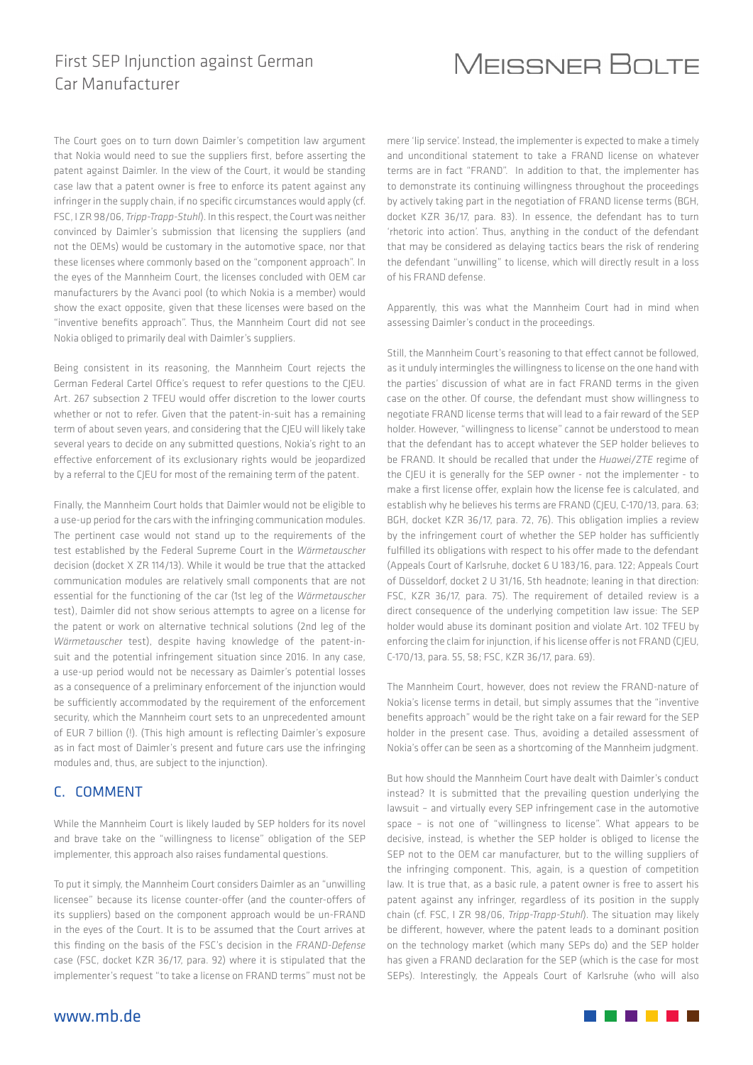The Court goes on to turn down Daimler's competition law argument that Nokia would need to sue the suppliers first, before asserting the patent against Daimler. In the view of the Court, it would be standing case law that a patent owner is free to enforce its patent against any infringer in the supply chain, if no specific circumstances would apply (cf. FSC, I ZR 98/06, *Tripp-Trapp-Stuhl*). In this respect, the Court was neither convinced by Daimler's submission that licensing the suppliers (and not the OEMs) would be customary in the automotive space, nor that these licenses where commonly based on the "component approach". In the eyes of the Mannheim Court, the licenses concluded with OEM car manufacturers by the Avanci pool (to which Nokia is a member) would show the exact opposite, given that these licenses were based on the "inventive benefits approach". Thus, the Mannheim Court did not see Nokia obliged to primarily deal with Daimler's suppliers.

Being consistent in its reasoning, the Mannheim Court rejects the German Federal Cartel Office's request to refer questions to the CJEU. Art. 267 subsection 2 TFEU would offer discretion to the lower courts whether or not to refer. Given that the patent-in-suit has a remaining term of about seven years, and considering that the CJEU will likely take several years to decide on any submitted questions, Nokia's right to an effective enforcement of its exclusionary rights would be jeopardized by a referral to the CJEU for most of the remaining term of the patent.

Finally, the Mannheim Court holds that Daimler would not be eligible to a use-up period for the cars with the infringing communication modules. The pertinent case would not stand up to the requirements of the test established by the Federal Supreme Court in the *Wärmetauscher* decision (docket X ZR 114/13). While it would be true that the attacked communication modules are relatively small components that are not essential for the functioning of the car (1st leg of the *Wärmetauscher* test), Daimler did not show serious attempts to agree on a license for the patent or work on alternative technical solutions (2nd leg of the *Wärmetauscher* test), despite having knowledge of the patent-in-suit and the potential infringement situation since 2016. In any case, a use-up period would not be necessary as Daimler's potential losses as a consequence of a preliminary enforcement of the injunction would be sufficiently accommodated by the requirement of the enforcement security, which the Mannheim court sets to an unprecedented amount of EUR 7 billion (!). (This high amount is reflecting Daimler's exposure as in fact most of Daimler's present and future cars use the infringing modules and, thus, are subject to the injunction).

## C. COMMENT

While the Mannheim Court is likely lauded by SEP holders for its novel and brave take on the "willingness to license" obligation of the SEP implementer, this approach also raises fundamental questions.

To put it simply, the Mannheim Court considers Daimler as an "unwilling licensee" because its license counter-offer (and the counter-offers of its suppliers) based on the component approach would be un-FRAND in the eyes of the Court. It is to be assumed that the Court arrives at this finding on the basis of the FSC's decision in the *FRAND-Defense* case (FSC, docket KZR 36/17, para. 92) where it is stipulated that the implementer's request "to take a license on FRAND terms" must not be mere 'lip service'. Instead, the implementer is expected to make a timely and unconditional statement to take a FRAND license on whatever terms are in fact "FRAND". In addition to that, the implementer has to demonstrate its continuing willingness throughout the proceedings by actively taking part in the negotiation of FRAND license terms (BGH, docket KZR 36/17, para. 83). In essence, the defendant has to turn 'rhetoric into action'. Thus, anything in the conduct of the defendant that may be considered as delaying tactics bears the risk of rendering the defendant "unwilling" to license, which will directly result in a loss of his FRAND defense.

Apparently, this was what the Mannheim Court had in mind when assessing Daimler's conduct in the proceedings.

Still, the Mannheim Court's reasoning to that effect cannot be followed, as it unduly intermingles the willingness to license on the one hand with the parties' discussion of what are in fact FRAND terms in the given case on the other. Of course, the defendant must show willingness to negotiate FRAND license terms that will lead to a fair reward of the SEP holder. However, "willingness to license" cannot be understood to mean that the defendant has to accept whatever the SEP holder believes to be FRAND. It should be recalled that under the *Huawei/ZTE* regime of the CJEU it is generally for the SEP owner - not the implementer - to make a first license offer, explain how the license fee is calculated, and establish why he believes his terms are FRAND (CJEU, C-170/13, para. 63; BGH, docket KZR 36/17, para. 72, 76). This obligation implies a review by the infringement court of whether the SEP holder has sufficiently fulfilled its obligations with respect to his offer made to the defendant (Appeals Court of Karlsruhe, docket 6 U 183/16, para. 122; Appeals Court of Düsseldorf, docket 2 U 31/16, 5th headnote; leaning in that direction: FSC, KZR 36/17, para. 75). The requirement of detailed review is a direct consequence of the underlying competition law issue: The SEP holder would abuse its dominant position and violate Art. 102 TFEU by enforcing the claim for injunction, if his license offer is not FRAND (CJEU, C-170/13, para. 55, 58; FSC, KZR 36/17, para. 69).

The Mannheim Court, however, does not review the FRAND-nature of Nokia's license terms in detail, but simply assumes that the "inventive benefits approach" would be the right take on a fair reward for the SEP holder in the present case. Thus, avoiding a detailed assessment of Nokia's offer can be seen as a shortcoming of the Mannheim judgment.

But how should the Mannheim Court have dealt with Daimler's conduct instead? It is submitted that the prevailing question underlying the lawsuit – and virtually every SEP infringement case in the automotive space – is not one of "willingness to license". What appears to be decisive, instead, is whether the SEP holder is obliged to license the SEP not to the OEM car manufacturer, but to the willing suppliers of the infringing component. This, again, is a question of competition law. It is true that, as a basic rule, a patent owner is free to assert his patent against any infringer, regardless of its position in the supply chain (cf. FSC, I ZR 98/06, *Tripp-Trapp-Stuhl*). The situation may likely be different, however, where the patent leads to a dominant position on the technology market (which many SEPs do) and the SEP holder has given a FRAND declaration for the SEP (which is the case for most SEPs). Interestingly, the Appeals Court of Karlsruhe (who will also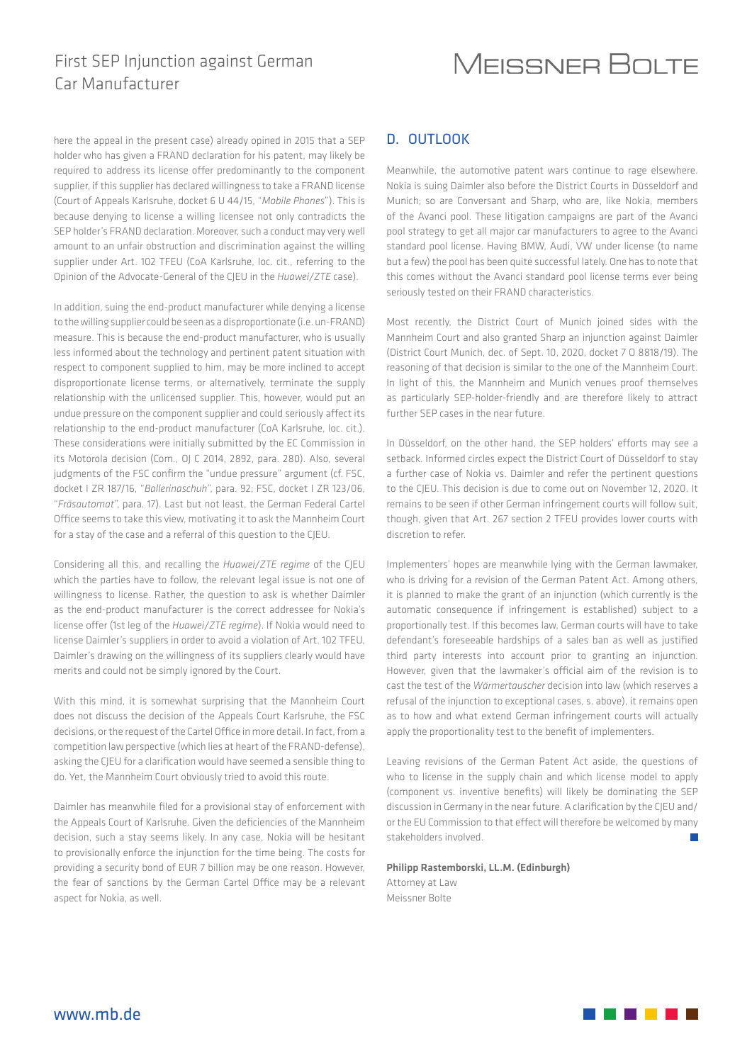here the appeal in the present case) already opined in 2015 that a SEP holder who has given a FRAND declaration for his patent, may likely be required to address its license offer predominantly to the component supplier, if this supplier has declared willingness to take a FRAND license (Court of Appeals Karlsruhe, docket 6 U 44/15, "*Mobile Phones*"). This is because denying to license a willing licensee not only contradicts the SEP holder's FRAND declaration. Moreover, such a conduct may very well amount to an unfair obstruction and discrimination against the willing supplier under Art. 102 TFEU (CoA Karlsruhe, loc. cit., referring to the Opinion of the Advocate-General of the CJEU in the *Huawei/ZTE* case).

In addition, suing the end-product manufacturer while denying a license to the willing supplier could be seen as a disproportionate (i.e. un-FRAND) measure. This is because the end-product manufacturer, who is usually less informed about the technology and pertinent patent situation with respect to component supplied to him, may be more inclined to accept disproportionate license terms, or alternatively, terminate the supply relationship with the unlicensed supplier. This, however, would put an undue pressure on the component supplier and could seriously affect its relationship to the end-product manufacturer (CoA Karlsruhe, loc. cit.). These considerations were initially submitted by the EC Commission in its Motorola decision (Com., OJ C 2014, 2892, para. 280). Also, several judgments of the FSC confirm the "undue pressure" argument (cf. FSC, docket I ZR 187/16, "*Ballerinaschuh*", para. 92; FSC, docket I ZR 123/06, "*Fräsautomat*", para. 17). Last but not least, the German Federal Cartel Office seems to take this view, motivating it to ask the Mannheim Court for a stay of the case and a referral of this question to the CJEU.

Considering all this, and recalling the *Huawei/ZTE regime* of the CJEU which the parties have to follow, the relevant legal issue is not one of willingness to license. Rather, the question to ask is whether Daimler as the end-product manufacturer is the correct addressee for Nokia's license offer (1st leg of the *Huawei/ZTE regime*). If Nokia would need to license Daimler's suppliers in order to avoid a violation of Art. 102 TFEU, Daimler's drawing on the willingness of its suppliers clearly would have merits and could not be simply ignored by the Court.

With this mind, it is somewhat surprising that the Mannheim Court does not discuss the decision of the Appeals Court Karlsruhe, the FSC decisions, or the request of the Cartel Office in more detail. In fact, from a competition law perspective (which lies at heart of the FRAND-defense), asking the CJEU for a clarification would have seemed a sensible thing to do. Yet, the Mannheim Court obviously tried to avoid this route.

Daimler has meanwhile filed for a provisional stay of enforcement with the Appeals Court of Karlsruhe. Given the deficiencies of the Mannheim decision, such a stay seems likely. In any case, Nokia will be hesitant to provisionally enforce the injunction for the time being. The costs for providing a security bond of EUR 7 billion may be one reason. However, the fear of sanctions by the German Cartel Office may be a relevant aspect for Nokia, as well.

## D. OUTLOOK

Meanwhile, the automotive patent wars continue to rage elsewhere. Nokia is suing Daimler also before the District Courts in Düsseldorf and Munich; so are Conversant and Sharp, who are, like Nokia, members of the Avanci pool. These litigation campaigns are part of the Avanci pool strategy to get all major car manufacturers to agree to the Avanci standard pool license. Having BMW, Audi, VW under license (to name but a few) the pool has been quite successful lately. One has to note that this comes without the Avanci standard pool license terms ever being seriously tested on their FRAND characteristics.

Most recently, the District Court of Munich joined sides with the Mannheim Court and also granted Sharp an injunction against Daimler (District Court Munich, dec. of Sept. 10, 2020, docket 7 O 8818/19). The reasoning of that decision is similar to the one of the Mannheim Court. In light of this, the Mannheim and Munich venues proof themselves as particularly SEP-holder-friendly and are therefore likely to attract further SEP cases in the near future.

In Düsseldorf, on the other hand, the SEP holders' efforts may see a setback. Informed circles expect the District Court of Düsseldorf to stay a further case of Nokia vs. Daimler and refer the pertinent questions to the CJEU. This decision is due to come out on November 12, 2020. It remains to be seen if other German infringement courts will follow suit, though, given that Art. 267 section 2 TFEU provides lower courts with discretion to refer.

Implementers' hopes are meanwhile lying with the German lawmaker, who is driving for a revision of the German Patent Act. Among others, it is planned to make the grant of an injunction (which currently is the automatic consequence if infringement is established) subject to a proportionally test. If this becomes law, German courts will have to take defendant's foreseeable hardships of a sales ban as well as justified third party interests into account prior to granting an injunction. However, given that the lawmaker's official aim of the revision is to cast the test of the *Wärmertauscher* decision into law (which reserves a refusal of the injunction to exceptional cases, s. above), it remains open as to how and what extend German infringement courts will actually apply the proportionality test to the benefit of implementers.

Leaving revisions of the German Patent Act aside, the questions of who to license in the supply chain and which license model to apply (component vs. inventive benefits) will likely be dominating the SEP discussion in Germany in the near future. A clarification by the CJEU and/or the EU Commission to that effect will therefore be welcomed by many stakeholders involved.

**Philipp Rastemborski, LL.M. (Edinburgh)**
Attorney at Law
Meissner Bolte